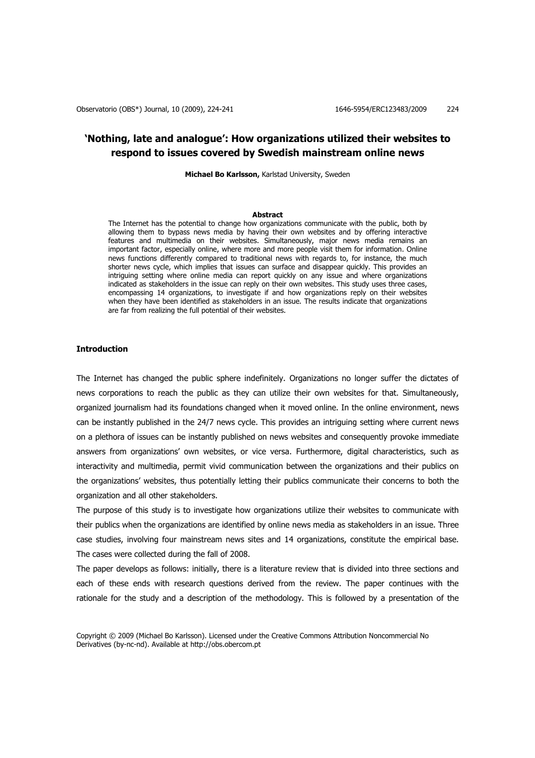# 'Nothing, late and analogue': How organizations utilized their websites to respond to issues covered by Swedish mainstream online news

**Michael Bo Karlsson,** Karlstad University, Sweden

**Abstract**

The Internet has the potential to change how organizations communicate with the public, both by allowing them to bypass news media by having their own websites and by offering interactive features and multimedia on their websites. Simultaneously, major news media remains an important factor, especially online, where more and more people visit them for information. Online news functions differently compared to traditional news with regards to, for instance, the much shorter news cycle, which implies that issues can surface and disappear quickly. This provides an intriguing setting where online media can report quickly on any issue and where organizations indicated as stakeholders in the issue can reply on their own websites. This study uses three cases, encompassing 14 organizations, to investigate if and how organizations reply on their websites when they have been identified as stakeholders in an issue. The results indicate that organizations are far from realizing the full potential of their websites.

## Introduction

The Internet has changed the public sphere indefinitely. Organizations no longer suffer the dictates of news corporations to reach the public as they can utilize their own websites for that. Simultaneously, organized journalism had its foundations changed when it moved online. In the online environment, news can be instantly published in the 24/7 news cycle. This provides an intriguing setting where current news on a plethora of issues can be instantly published on news websites and consequently provoke immediate answers from organizations' own websites, or vice versa. Furthermore, digital characteristics, such as interactivity and multimedia, permit vivid communication between the organizations and their publics on the organizations' websites, thus potentially letting their publics communicate their concerns to both the organization and all other stakeholders.

The purpose of this study is to investigate how organizations utilize their websites to communicate with their publics when the organizations are identified by online news media as stakeholders in an issue. Three case studies, involving four mainstream news sites and 14 organizations, constitute the empirical base. The cases were collected during the fall of 2008.

The paper develops as follows: initially, there is a literature review that is divided into three sections and each of these ends with research questions derived from the review. The paper continues with the rationale for the study and a description of the methodology. This is followed by a presentation of the

Copyright © 2009 (Michael Bo Karlsson). Licensed under the Creative Commons Attribution Noncommercial No Derivatives (by-nc-nd). Available at http://obs.obercom.pt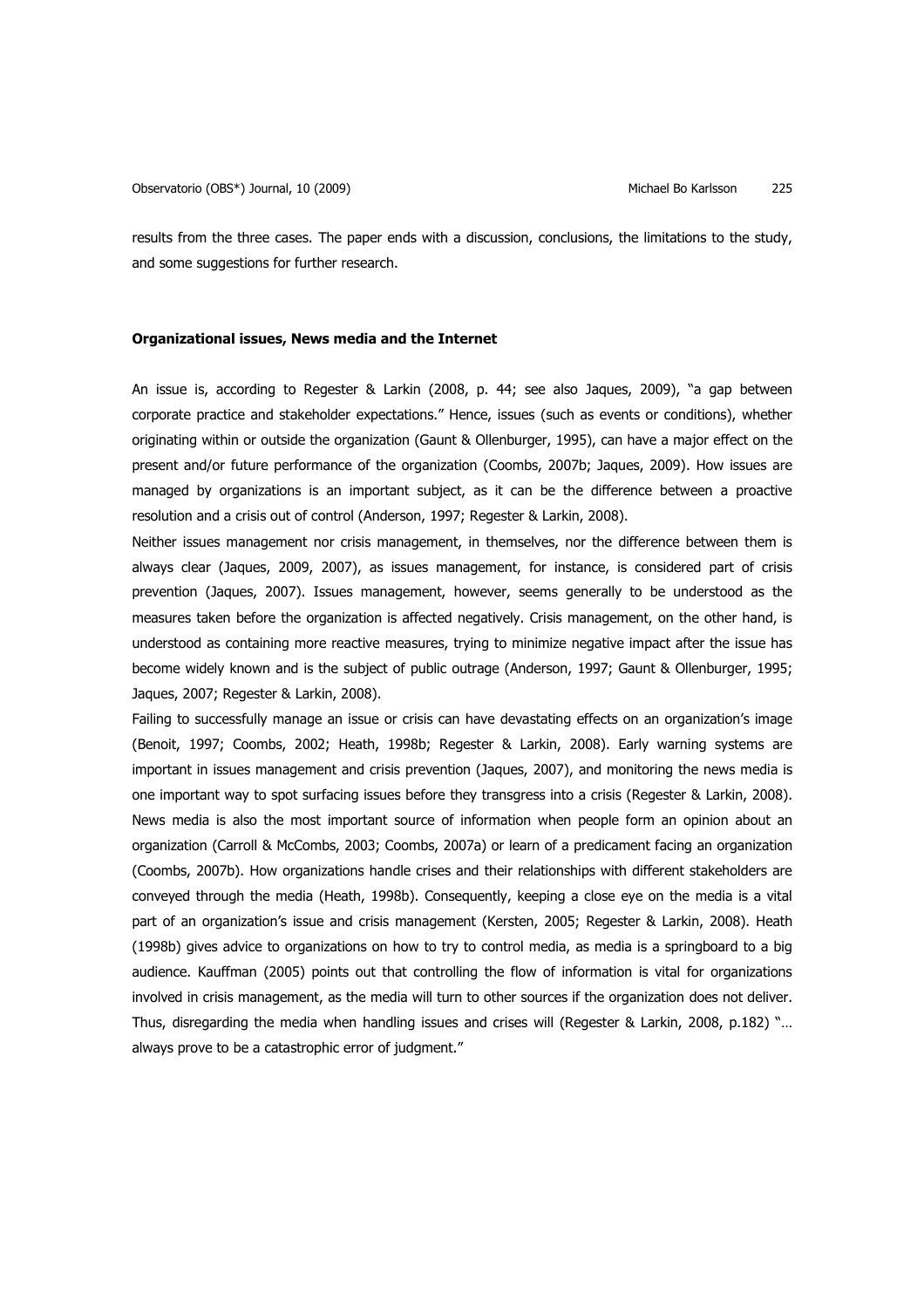results from the three cases. The paper ends with a discussion, conclusions, the limitations to the study, and some suggestions for further research.

## Organizational issues, News media and the Internet

An issue is, according to Regester & Larkin (2008, p. 44; see also Jaques, 2009), "a gap between corporate practice and stakeholder expectations." Hence, issues (such as events or conditions), whether originating within or outside the organization (Gaunt & Ollenburger, 1995), can have a major effect on the present and/or future performance of the organization (Coombs, 2007b; Jaques, 2009). How issues are managed by organizations is an important subject, as it can be the difference between a proactive resolution and a crisis out of control (Anderson, 1997; Regester & Larkin, 2008).

Neither issues management nor crisis management, in themselves, nor the difference between them is always clear (Jaques, 2009, 2007), as issues management, for instance, is considered part of crisis prevention (Jaques, 2007). Issues management, however, seems generally to be understood as the measures taken before the organization is affected negatively. Crisis management, on the other hand, is understood as containing more reactive measures, trying to minimize negative impact after the issue has become widely known and is the subject of public outrage (Anderson, 1997; Gaunt & Ollenburger, 1995; Jaques, 2007; Regester & Larkin, 2008).

Failing to successfully manage an issue or crisis can have devastating effects on an organization's image (Benoit, 1997; Coombs, 2002; Heath, 1998b; Regester & Larkin, 2008). Early warning systems are important in issues management and crisis prevention (Jaques, 2007), and monitoring the news media is one important way to spot surfacing issues before they transgress into a crisis (Regester & Larkin, 2008). News media is also the most important source of information when people form an opinion about an organization (Carroll & McCombs, 2003; Coombs, 2007a) or learn of a predicament facing an organization (Coombs, 2007b). How organizations handle crises and their relationships with different stakeholders are conveyed through the media (Heath, 1998b). Consequently, keeping a close eye on the media is a vital part of an organization's issue and crisis management (Kersten, 2005; Regester & Larkin, 2008). Heath (1998b) gives advice to organizations on how to try to control media, as media is a springboard to a big audience. Kauffman (2005) points out that controlling the flow of information is vital for organizations involved in crisis management, as the media will turn to other sources if the organization does not deliver. Thus, disregarding the media when handling issues and crises will (Regester & Larkin, 2008, p.182) "… always prove to be a catastrophic error of judgment."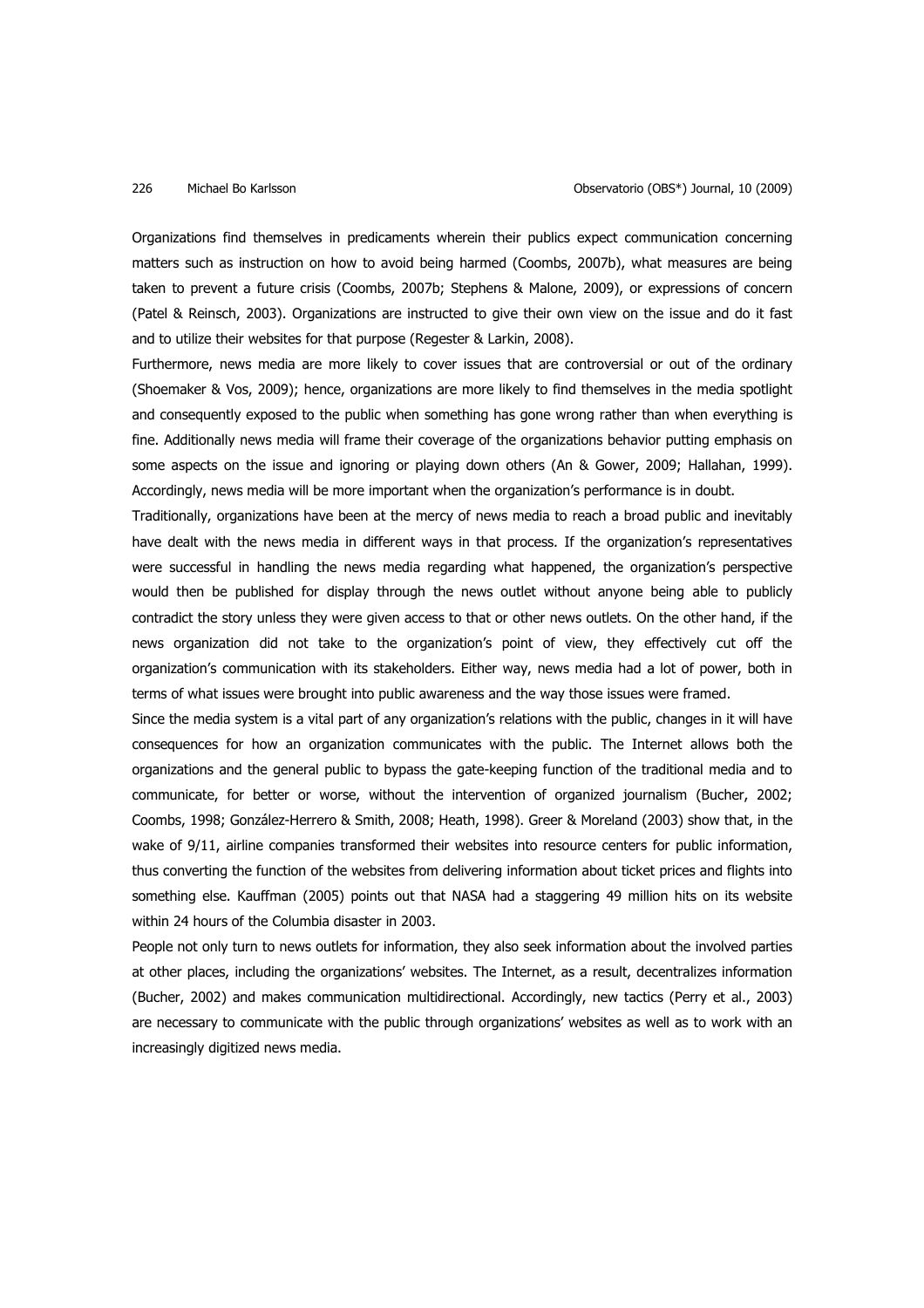Organizations find themselves in predicaments wherein their publics expect communication concerning matters such as instruction on how to avoid being harmed (Coombs, 2007b), what measures are being taken to prevent a future crisis (Coombs, 2007b; Stephens & Malone, 2009), or expressions of concern (Patel & Reinsch, 2003). Organizations are instructed to give their own view on the issue and do it fast and to utilize their websites for that purpose (Regester & Larkin, 2008).

Furthermore, news media are more likely to cover issues that are controversial or out of the ordinary (Shoemaker & Vos, 2009); hence, organizations are more likely to find themselves in the media spotlight and consequently exposed to the public when something has gone wrong rather than when everything is fine. Additionally news media will frame their coverage of the organizations behavior putting emphasis on some aspects on the issue and ignoring or playing down others (An & Gower, 2009; Hallahan, 1999). Accordingly, news media will be more important when the organization's performance is in doubt.

Traditionally, organizations have been at the mercy of news media to reach a broad public and inevitably have dealt with the news media in different ways in that process. If the organization's representatives were successful in handling the news media regarding what happened, the organization's perspective would then be published for display through the news outlet without anyone being able to publicly contradict the story unless they were given access to that or other news outlets. On the other hand, if the news organization did not take to the organization's point of view, they effectively cut off the organization's communication with its stakeholders. Either way, news media had a lot of power, both in terms of what issues were brought into public awareness and the way those issues were framed.

Since the media system is a vital part of any organization's relations with the public, changes in it will have consequences for how an organization communicates with the public. The Internet allows both the organizations and the general public to bypass the gate-keeping function of the traditional media and to communicate, for better or worse, without the intervention of organized journalism (Bucher, 2002; Coombs, 1998; González-Herrero & Smith, 2008; Heath, 1998). Greer & Moreland (2003) show that, in the wake of 9/11, airline companies transformed their websites into resource centers for public information, thus converting the function of the websites from delivering information about ticket prices and flights into something else. Kauffman (2005) points out that NASA had a staggering 49 million hits on its website within 24 hours of the Columbia disaster in 2003.

People not only turn to news outlets for information, they also seek information about the involved parties at other places, including the organizations' websites. The Internet, as a result, decentralizes information (Bucher, 2002) and makes communication multidirectional. Accordingly, new tactics (Perry et al., 2003) are necessary to communicate with the public through organizations' websites as well as to work with an increasingly digitized news media.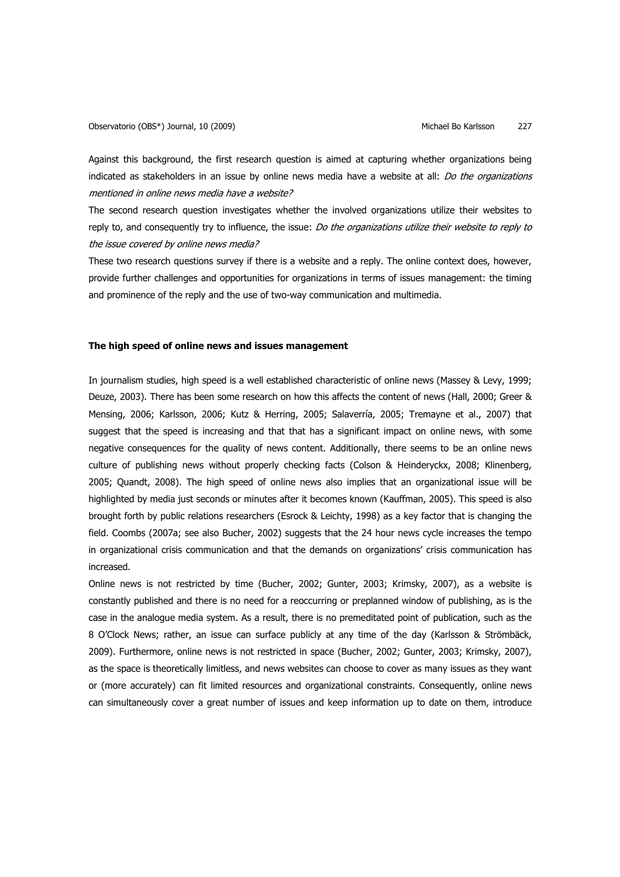Against this background, the first research question is aimed at capturing whether organizations being indicated as stakeholders in an issue by online news media have a website at all: *Do the organizations mentioned in online news media have a website?*

The second research question investigates whether the involved organizations utilize their websites to reply to, and consequently try to influence, the issue: *Do the organizations utilize their website to reply to the issue covered by online news media?*

These two research questions survey if there is a website and a reply. The online context does, however, provide further challenges and opportunities for organizations in terms of issues management: the timing and prominence of the reply and the use of two-way communication and multimedia.

**The high speed of online news and issues management**

In journalism studies, high speed is a well established characteristic of online news (Massey & Levy, 1999; Deuze, 2003). There has been some research on how this affects the content of news (Hall, 2000; Greer & Mensing, 2006; Karlsson, 2006; Kutz & Herring, 2005; Salaverría, 2005; Tremayne et al., 2007) that suggest that the speed is increasing and that that has a significant impact on online news, with some negative consequences for the quality of news content. Additionally, there seems to be an online news culture of publishing news without properly checking facts (Colson & Heinderyckx, 2008; Klinenberg, 2005; Quandt, 2008). The high speed of online news also implies that an organizational issue will be highlighted by media just seconds or minutes after it becomes known (Kauffman, 2005). This speed is also brought forth by public relations researchers (Esrock & Leichty, 1998) as a key factor that is changing the field. Coombs (2007a; see also Bucher, 2002) suggests that the 24 hour news cycle increases the tempo in organizational crisis communication and that the demands on organizations' crisis communication has increased.

Online news is not restricted by time (Bucher, 2002; Gunter, 2003; Krimsky, 2007), as a website is constantly published and there is no need for a reoccurring or preplanned window of publishing, as is the case in the analogue media system. As a result, there is no premeditated point of publication, such as the 8 O'Clock News; rather, an issue can surface publicly at any time of the day (Karlsson & Strömbäck, 2009). Furthermore, online news is not restricted in space (Bucher, 2002; Gunter, 2003; Krimsky, 2007), as the space is theoretically limitless, and news websites can choose to cover as many issues as they want or (more accurately) can fit limited resources and organizational constraints. Consequently, online news can simultaneously cover a great number of issues and keep information up to date on them, introduce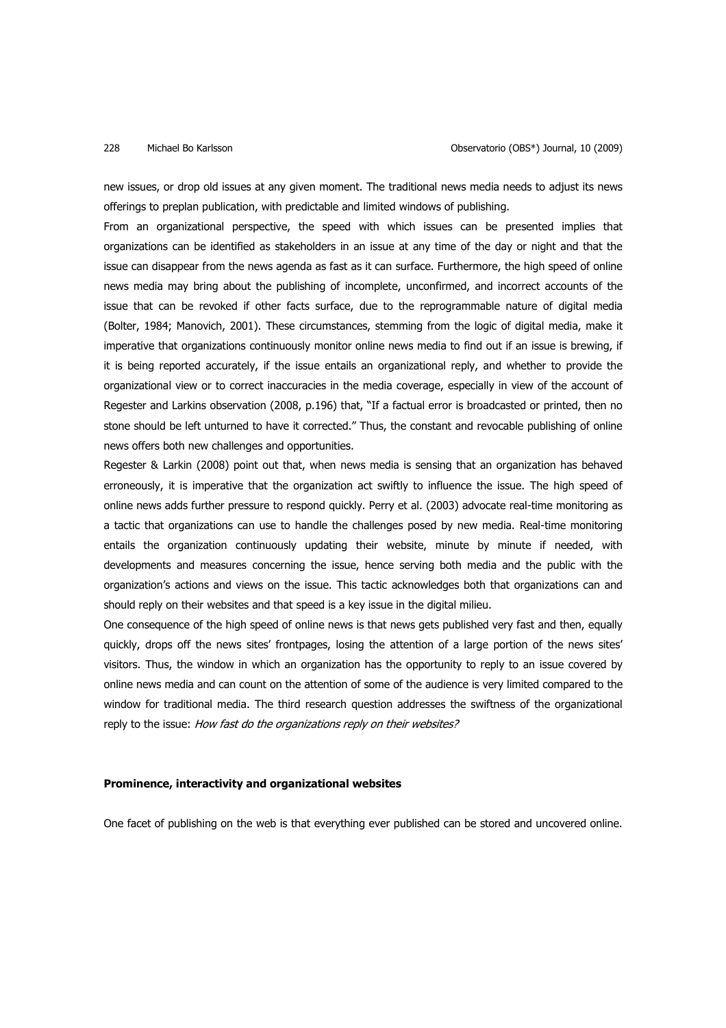new issues, or drop old issues at any given moment. The traditional news media needs to adjust its news offerings to preplan publication, with predictable and limited windows of publishing.

From an organizational perspective, the speed with which issues can be presented implies that organizations can be identified as stakeholders in an issue at any time of the day or night and that the issue can disappear from the news agenda as fast as it can surface. Furthermore, the high speed of online news media may bring about the publishing of incomplete, unconfirmed, and incorrect accounts of the issue that can be revoked if other facts surface, due to the reprogrammable nature of digital media (Bolter, 1984; Manovich, 2001). These circumstances, stemming from the logic of digital media, make it imperative that organizations continuously monitor online news media to find out if an issue is brewing, if it is being reported accurately, if the issue entails an organizational reply, and whether to provide the organizational view or to correct inaccuracies in the media coverage, especially in view of the account of Regester and Larkins observation (2008, p.196) that, "If a factual error is broadcasted or printed, then no stone should be left unturned to have it corrected." Thus, the constant and revocable publishing of online news offers both new challenges and opportunities.

Regester & Larkin (2008) point out that, when news media is sensing that an organization has behaved erroneously, it is imperative that the organization act swiftly to influence the issue. The high speed of online news adds further pressure to respond quickly. Perry et al. (2003) advocate real-time monitoring as a tactic that organizations can use to handle the challenges posed by new media. Real-time monitoring entails the organization continuously updating their website, minute by minute if needed, with developments and measures concerning the issue, hence serving both media and the public with the organization's actions and views on the issue. This tactic acknowledges both that organizations can and should reply on their websites and that speed is a key issue in the digital milieu.

One consequence of the high speed of online news is that news gets published very fast and then, equally quickly, drops off the news sites' frontpages, losing the attention of a large portion of the news sites' visitors. Thus, the window in which an organization has the opportunity to reply to an issue covered by online news media and can count on the attention of some of the audience is very limited compared to the window for traditional media. The third research question addresses the swiftness of the organizational reply to the issue: *How fast do the organizations reply on their websites?*

### Prominence, interactivity and organizational websites

One facet of publishing on the web is that everything ever published can be stored and uncovered online.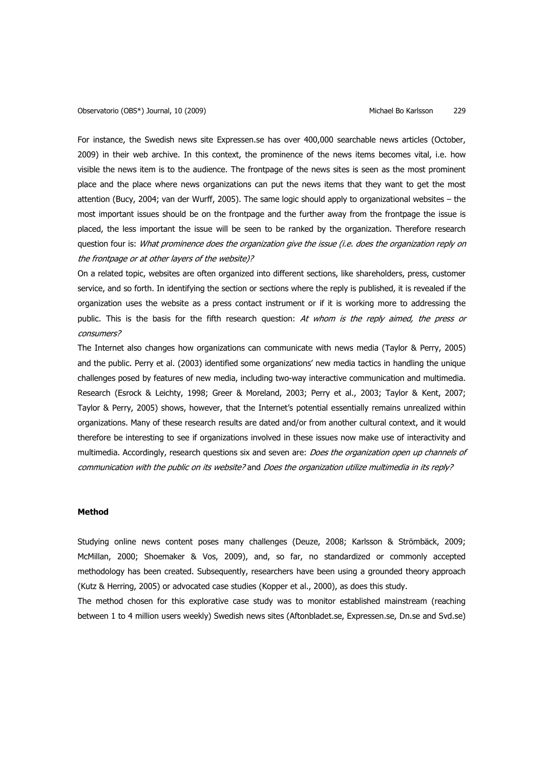For instance, the Swedish news site Expressen.se has over 400,000 searchable news articles (October, 2009) in their web archive. In this context, the prominence of the news items becomes vital, i.e. how visible the news item is to the audience. The frontpage of the news sites is seen as the most prominent place and the place where news organizations can put the news items that they want to get the most attention (Bucy, 2004; van der Wurff, 2005). The same logic should apply to organizational websites – the most important issues should be on the frontpage and the further away from the frontpage the issue is placed, the less important the issue will be seen to be ranked by the organization. Therefore research question four is: *What prominence does the organization give the issue (i.e. does the organization reply on the frontpage or at other layers of the website)?*

On a related topic, websites are often organized into different sections, like shareholders, press, customer service, and so forth. In identifying the section or sections where the reply is published, it is revealed if the organization uses the website as a press contact instrument or if it is working more to addressing the public. This is the basis for the fifth research question: *At whom is the reply aimed, the press or consumers?*

The Internet also changes how organizations can communicate with news media (Taylor & Perry, 2005) and the public. Perry et al. (2003) identified some organizations' new media tactics in handling the unique challenges posed by features of new media, including two-way interactive communication and multimedia. Research (Esrock & Leichty, 1998; Greer & Moreland, 2003; Perry et al., 2003; Taylor & Kent, 2007; Taylor & Perry, 2005) shows, however, that the Internet's potential essentially remains unrealized within organizations. Many of these research results are dated and/or from another cultural context, and it would therefore be interesting to see if organizations involved in these issues now make use of interactivity and multimedia. Accordingly, research questions six and seven are: *Does the organization open up channels of communication with the public on its website?* and *Does the organization utilize multimedia in its reply?*

## Method

Studying online news content poses many challenges (Deuze, 2008; Karlsson & Strömbäck, 2009; McMillan, 2000; Shoemaker & Vos, 2009), and, so far, no standardized or commonly accepted methodology has been created. Subsequently, researchers have been using a grounded theory approach (Kutz & Herring, 2005) or advocated case studies (Kopper et al., 2000), as does this study.

The method chosen for this explorative case study was to monitor established mainstream (reaching between 1 to 4 million users weekly) Swedish news sites (Aftonbladet.se, Expressen.se, Dn.se and Svd.se)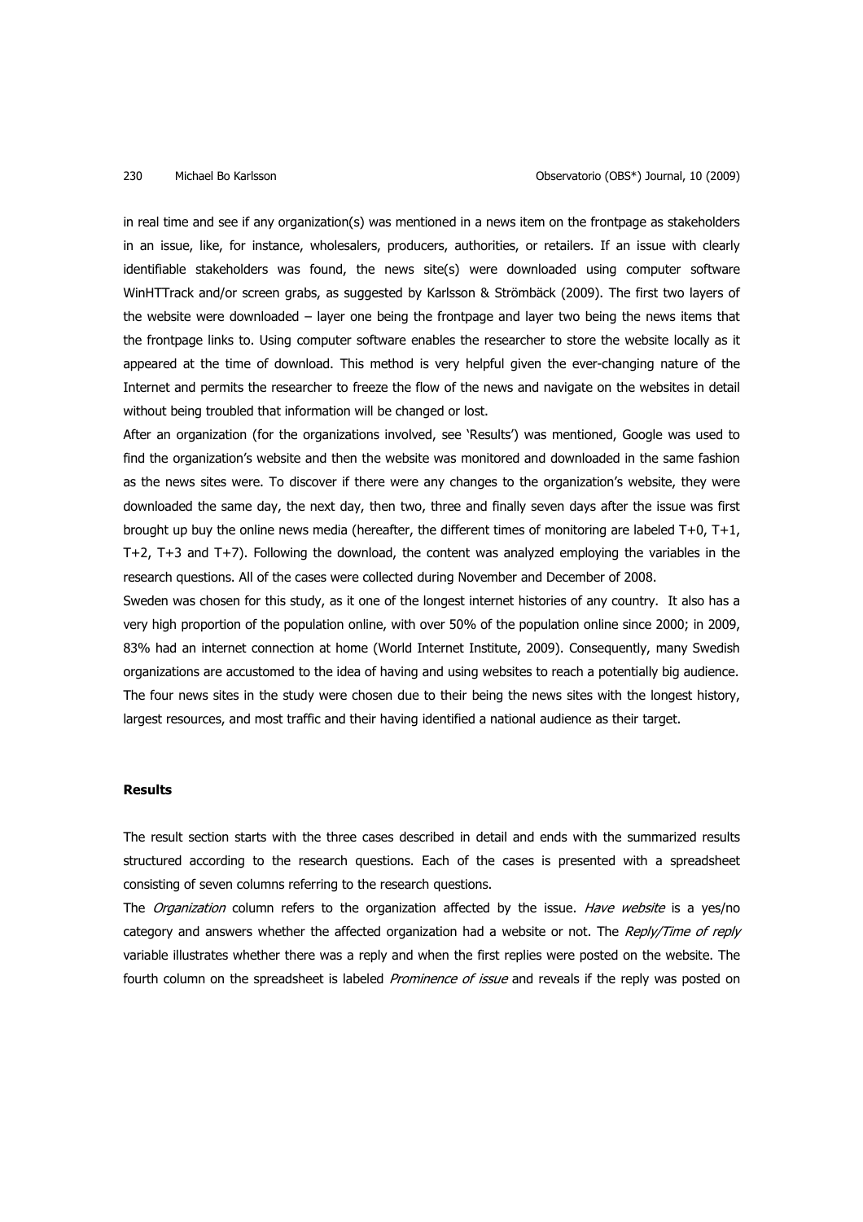in real time and see if any organization(s) was mentioned in a news item on the frontpage as stakeholders in an issue, like, for instance, wholesalers, producers, authorities, or retailers. If an issue with clearly identifiable stakeholders was found, the news site(s) were downloaded using computer software WinHTTrack and/or screen grabs, as suggested by Karlsson & Strömbäck (2009). The first two layers of the website were downloaded – layer one being the frontpage and layer two being the news items that the frontpage links to. Using computer software enables the researcher to store the website locally as it appeared at the time of download. This method is very helpful given the ever-changing nature of the Internet and permits the researcher to freeze the flow of the news and navigate on the websites in detail without being troubled that information will be changed or lost.

After an organization (for the organizations involved, see 'Results') was mentioned, Google was used to find the organization's website and then the website was monitored and downloaded in the same fashion as the news sites were. To discover if there were any changes to the organization's website, they were downloaded the same day, the next day, then two, three and finally seven days after the issue was first brought up buy the online news media (hereafter, the different times of monitoring are labeled T+0, T+1, T+2, T+3 and T+7). Following the download, the content was analyzed employing the variables in the research questions. All of the cases were collected during November and December of 2008.

Sweden was chosen for this study, as it one of the longest internet histories of any country. It also has a very high proportion of the population online, with over 50% of the population online since 2000; in 2009, 83% had an internet connection at home (World Internet Institute, 2009). Consequently, many Swedish organizations are accustomed to the idea of having and using websites to reach a potentially big audience. The four news sites in the study were chosen due to their being the news sites with the longest history, largest resources, and most traffic and their having identified a national audience as their target.

## Results

The result section starts with the three cases described in detail and ends with the summarized results structured according to the research questions. Each of the cases is presented with a spreadsheet consisting of seven columns referring to the research questions.

The *Organization* column refers to the organization affected by the issue. *Have website* is a yes/no category and answers whether the affected organization had a website or not. The *Reply/Time of reply* variable illustrates whether there was a reply and when the first replies were posted on the website. The fourth column on the spreadsheet is labeled *Prominence of issue* and reveals if the reply was posted on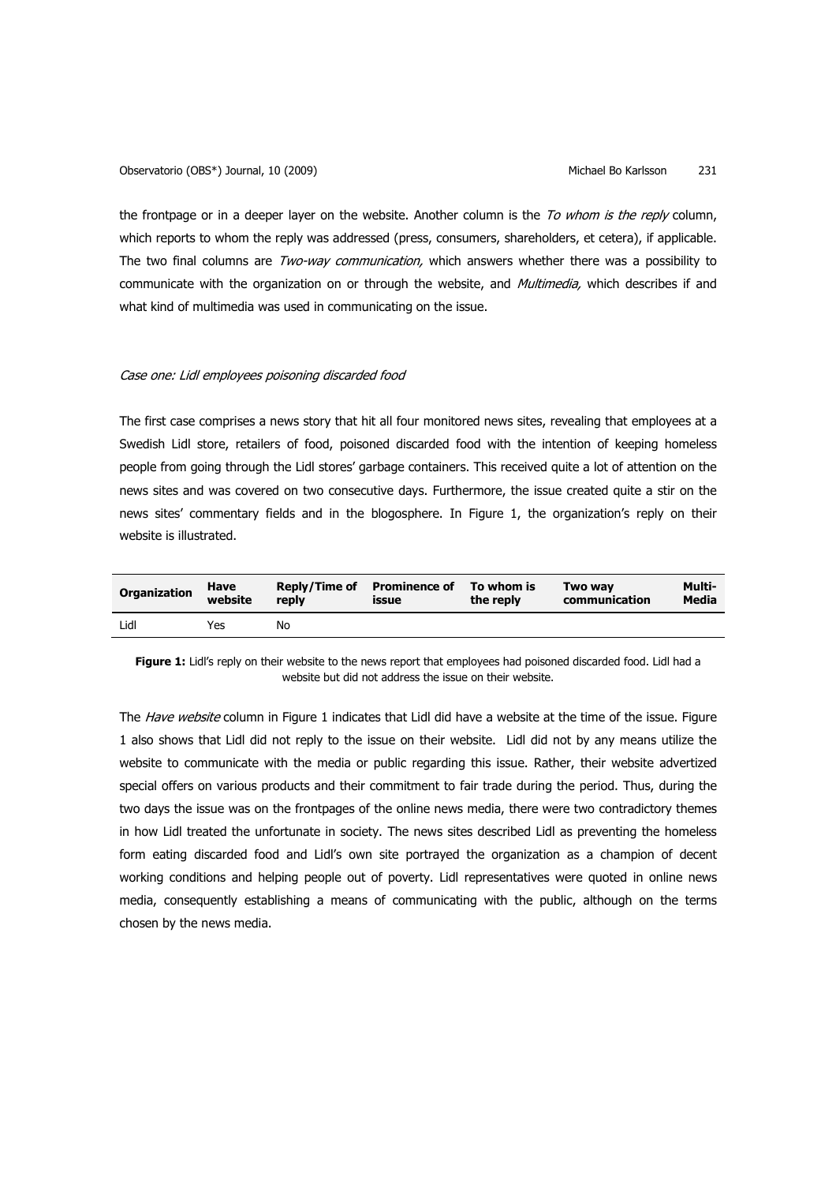the frontpage or in a deeper layer on the website. Another column is the *To whom is the reply* column, which reports to whom the reply was addressed (press, consumers, shareholders, et cetera), if applicable. The two final columns are *Two-way communication,* which answers whether there was a possibility to communicate with the organization on or through the website, and *Multimedia,* which describes if and what kind of multimedia was used in communicating on the issue.

*Case one: Lidl employees poisoning discarded food*

The first case comprises a news story that hit all four monitored news sites, revealing that employees at a Swedish Lidl store, retailers of food, poisoned discarded food with the intention of keeping homeless people from going through the Lidl stores' garbage containers. This received quite a lot of attention on the news sites and was covered on two consecutive days. Furthermore, the issue created quite a stir on the news sites' commentary fields and in the blogosphere. In Figure 1, the organization's reply on their website is illustrated.

| Organization | Have website | Reply/Time of reply | Prominence of issue | To whom is the reply | Two way communication | Multi-Media |
|---|---|---|---|---|---|---|
| Lidl | Yes | No | | | | |

**Figure 1:** Lidl's reply on their website to the news report that employees had poisoned discarded food. Lidl had a website but did not address the issue on their website.

The *Have website* column in Figure 1 indicates that Lidl did have a website at the time of the issue. Figure 1 also shows that Lidl did not reply to the issue on their website. Lidl did not by any means utilize the website to communicate with the media or public regarding this issue. Rather, their website advertized special offers on various products and their commitment to fair trade during the period. Thus, during the two days the issue was on the frontpages of the online news media, there were two contradictory themes in how Lidl treated the unfortunate in society. The news sites described Lidl as preventing the homeless form eating discarded food and Lidl's own site portrayed the organization as a champion of decent working conditions and helping people out of poverty. Lidl representatives were quoted in online news media, consequently establishing a means of communicating with the public, although on the terms chosen by the news media.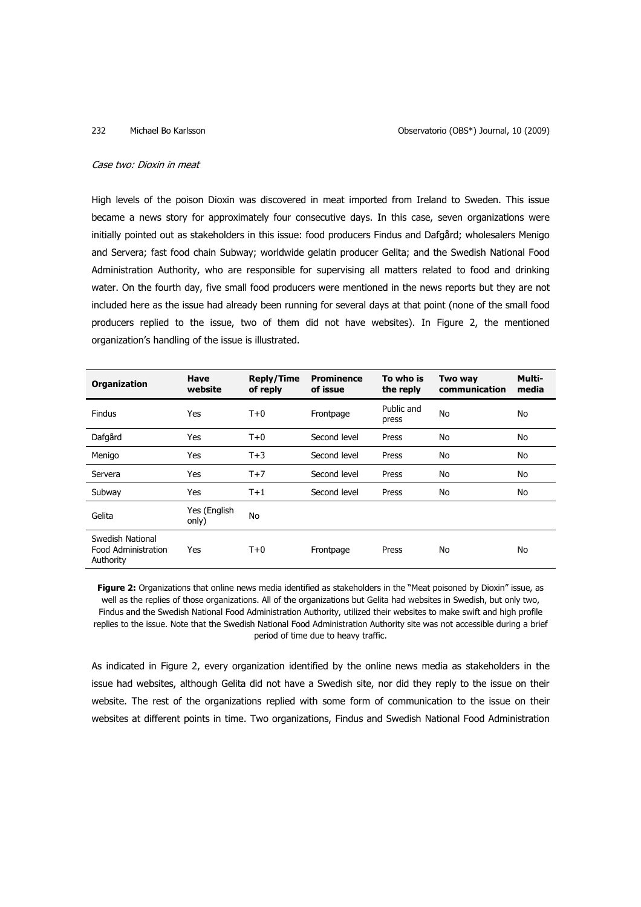*Case two: Dioxin in meat*

High levels of the poison Dioxin was discovered in meat imported from Ireland to Sweden. This issue became a news story for approximately four consecutive days. In this case, seven organizations were initially pointed out as stakeholders in this issue: food producers Findus and Dafgård; wholesalers Menigo and Servera; fast food chain Subway; worldwide gelatin producer Gelita; and the Swedish National Food Administration Authority, who are responsible for supervising all matters related to food and drinking water. On the fourth day, five small food producers were mentioned in the news reports but they are not included here as the issue had already been running for several days at that point (none of the small food producers replied to the issue, two of them did not have websites). In Figure 2, the mentioned organization's handling of the issue is illustrated.

| Organization | Have website | Reply/Time of reply | Prominence of issue | To who is the reply | Two way communication | Multi-media |
|---|---|---|---|---|---|---|
| Findus | Yes | T+0 | Frontpage | Public and press | No | No |
| Dafgård | Yes | T+0 | Second level | Press | No | No |
| Menigo | Yes | T+3 | Second level | Press | No | No |
| Servera | Yes | T+7 | Second level | Press | No | No |
| Subway | Yes | T+1 | Second level | Press | No | No |
| Gelita | Yes (English only) | No | | | | |
| Swedish National Food Administration Authority | Yes | T+0 | Frontpage | Press | No | No |

**Figure 2:** Organizations that online news media identified as stakeholders in the "Meat poisoned by Dioxin" issue, as well as the replies of those organizations. All of the organizations but Gelita had websites in Swedish, but only two, Findus and the Swedish National Food Administration Authority, utilized their websites to make swift and high profile replies to the issue. Note that the Swedish National Food Administration Authority site was not accessible during a brief period of time due to heavy traffic.

As indicated in Figure 2, every organization identified by the online news media as stakeholders in the issue had websites, although Gelita did not have a Swedish site, nor did they reply to the issue on their website. The rest of the organizations replied with some form of communication to the issue on their websites at different points in time. Two organizations, Findus and Swedish National Food Administration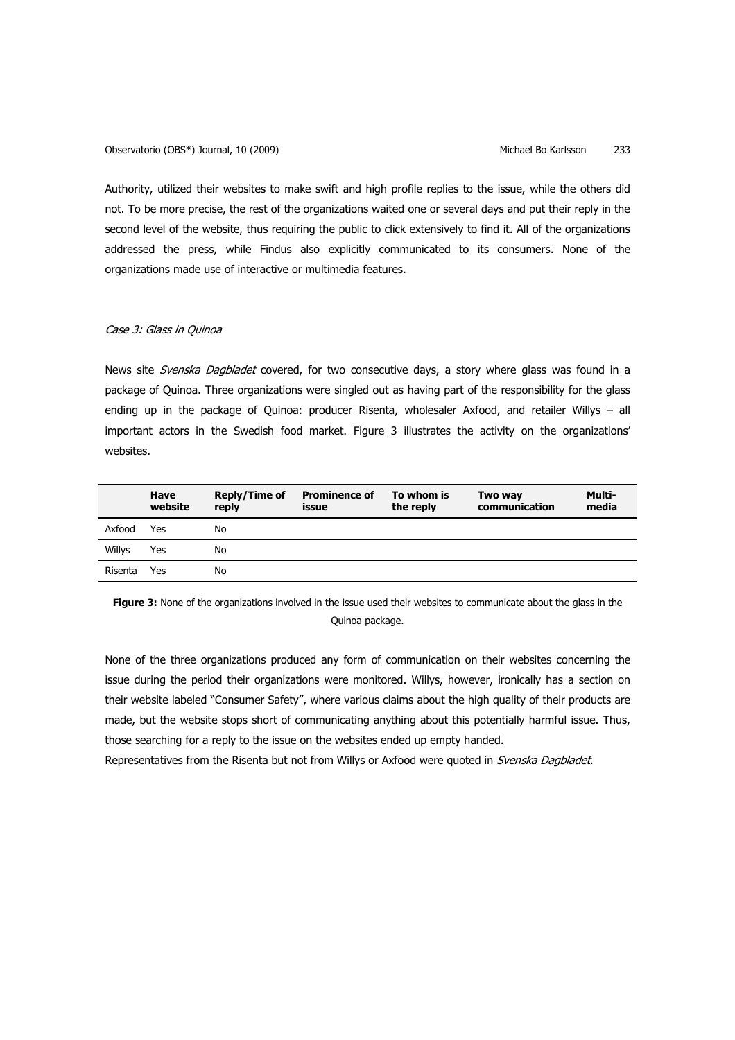Authority, utilized their websites to make swift and high profile replies to the issue, while the others did not. To be more precise, the rest of the organizations waited one or several days and put their reply in the second level of the website, thus requiring the public to click extensively to find it. All of the organizations addressed the press, while Findus also explicitly communicated to its consumers. None of the organizations made use of interactive or multimedia features.

*Case 3: Glass in Quinoa*

News site *Svenska Dagbladet* covered, for two consecutive days, a story where glass was found in a package of Quinoa. Three organizations were singled out as having part of the responsibility for the glass ending up in the package of Quinoa: producer Risenta, wholesaler Axfood, and retailer Willys – all important actors in the Swedish food market. Figure 3 illustrates the activity on the organizations' websites.

| | Have website | Reply/Time of reply | Prominence of issue | To whom is the reply | Two way communication | Multi-media |
|---|---|---|---|---|---|---|
| Axfood | Yes | No | | | | |
| Willys | Yes | No | | | | |
| Risenta | Yes | No | | | | |

**Figure 3:** None of the organizations involved in the issue used their websites to communicate about the glass in the Quinoa package.

None of the three organizations produced any form of communication on their websites concerning the issue during the period their organizations were monitored. Willys, however, ironically has a section on their website labeled "Consumer Safety", where various claims about the high quality of their products are made, but the website stops short of communicating anything about this potentially harmful issue. Thus, those searching for a reply to the issue on the websites ended up empty handed.

Representatives from the Risenta but not from Willys or Axfood were quoted in *Svenska Dagbladet*.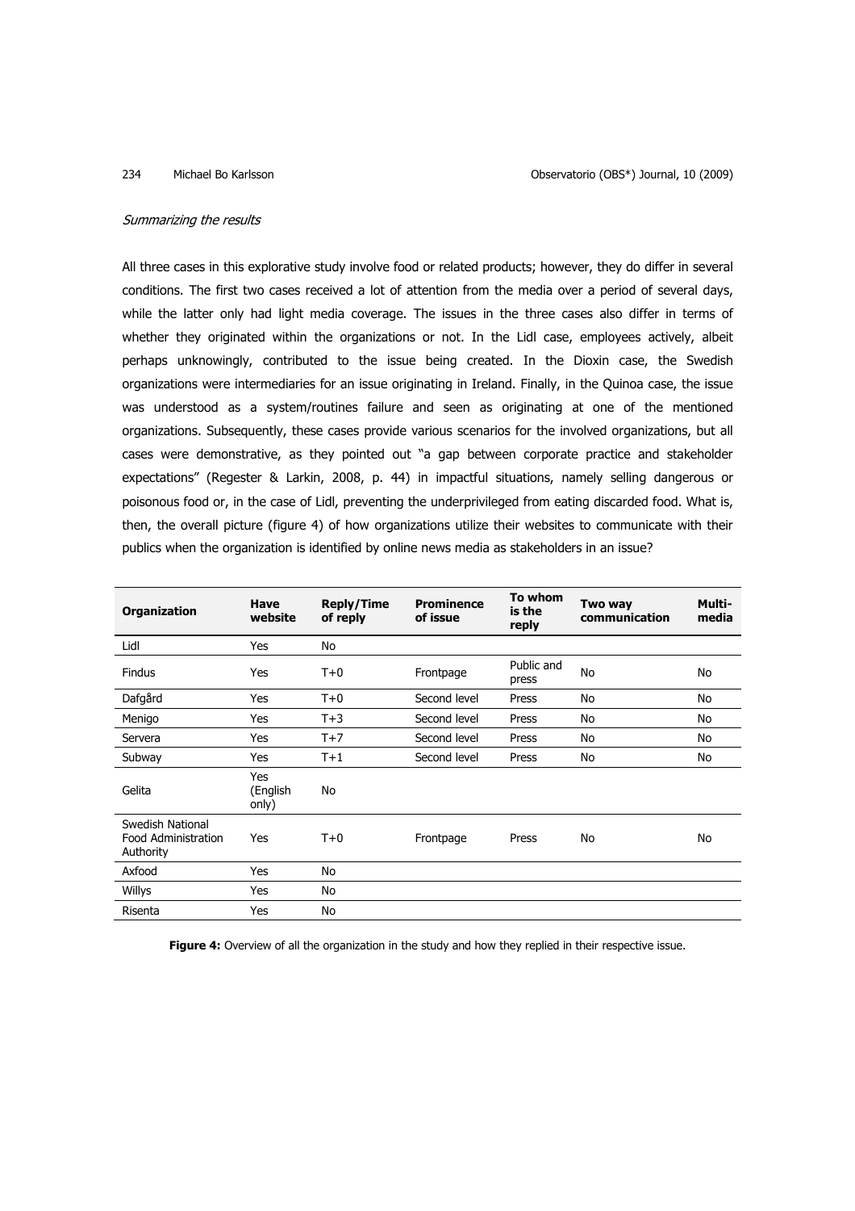*Summarizing the results*

All three cases in this explorative study involve food or related products; however, they do differ in several conditions. The first two cases received a lot of attention from the media over a period of several days, while the latter only had light media coverage. The issues in the three cases also differ in terms of whether they originated within the organizations or not. In the Lidl case, employees actively, albeit perhaps unknowingly, contributed to the issue being created. In the Dioxin case, the Swedish organizations were intermediaries for an issue originating in Ireland. Finally, in the Quinoa case, the issue was understood as a system/routines failure and seen as originating at one of the mentioned organizations. Subsequently, these cases provide various scenarios for the involved organizations, but all cases were demonstrative, as they pointed out "a gap between corporate practice and stakeholder expectations" (Regester & Larkin, 2008, p. 44) in impactful situations, namely selling dangerous or poisonous food or, in the case of Lidl, preventing the underprivileged from eating discarded food. What is, then, the overall picture (figure 4) of how organizations utilize their websites to communicate with their publics when the organization is identified by online news media as stakeholders in an issue?

| Organization | Have website | Reply/Time of reply | Prominence of issue | To whom is the reply | Two way communication | Multi-media |
|---|---|---|---|---|---|---|
| Lidl | Yes | No | | | | |
| Findus | Yes | T+0 | Frontpage | Public and press | No | No |
| Dafgård | Yes | T+0 | Second level | Press | No | No |
| Menigo | Yes | T+3 | Second level | Press | No | No |
| Servera | Yes | T+7 | Second level | Press | No | No |
| Subway | Yes | T+1 | Second level | Press | No | No |
| Gelita | Yes (English only) | No | | | | |
| Swedish National Food Administration Authority | Yes | T+0 | Frontpage | Press | No | No |
| Axfood | Yes | No | | | | |
| Willys | Yes | No | | | | |
| Risenta | Yes | No | | | | |

**Figure 4:** Overview of all the organization in the study and how they replied in their respective issue.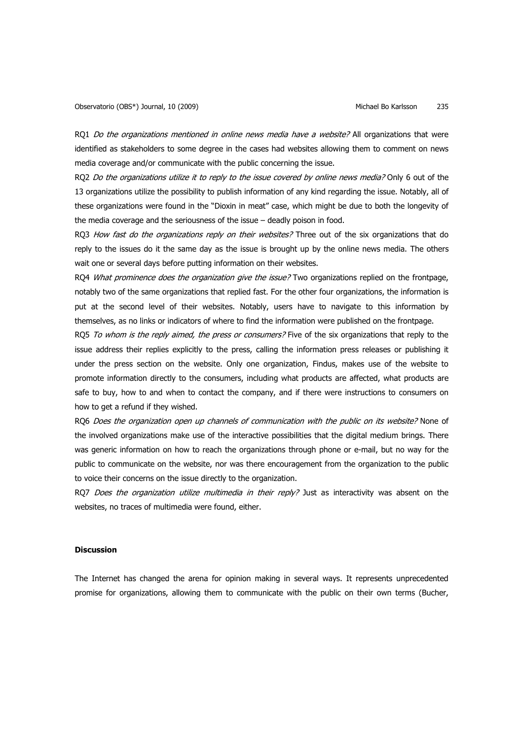RQ1 *Do the organizations mentioned in online news media have a website?* All organizations that were identified as stakeholders to some degree in the cases had websites allowing them to comment on news media coverage and/or communicate with the public concerning the issue.

RQ2 *Do the organizations utilize it to reply to the issue covered by online news media?* Only 6 out of the 13 organizations utilize the possibility to publish information of any kind regarding the issue. Notably, all of these organizations were found in the "Dioxin in meat" case, which might be due to both the longevity of the media coverage and the seriousness of the issue – deadly poison in food.

RQ3 *How fast do the organizations reply on their websites?* Three out of the six organizations that do reply to the issues do it the same day as the issue is brought up by the online news media. The others wait one or several days before putting information on their websites.

RQ4 *What prominence does the organization give the issue?* Two organizations replied on the frontpage, notably two of the same organizations that replied fast. For the other four organizations, the information is put at the second level of their websites. Notably, users have to navigate to this information by themselves, as no links or indicators of where to find the information were published on the frontpage.

RQ5 *To whom is the reply aimed, the press or consumers?* Five of the six organizations that reply to the issue address their replies explicitly to the press, calling the information press releases or publishing it under the press section on the website. Only one organization, Findus, makes use of the website to promote information directly to the consumers, including what products are affected, what products are safe to buy, how to and when to contact the company, and if there were instructions to consumers on how to get a refund if they wished.

RQ6 *Does the organization open up channels of communication with the public on its website?* None of the involved organizations make use of the interactive possibilities that the digital medium brings. There was generic information on how to reach the organizations through phone or e-mail, but no way for the public to communicate on the website, nor was there encouragement from the organization to the public to voice their concerns on the issue directly to the organization.

RQ7 *Does the organization utilize multimedia in their reply?* Just as interactivity was absent on the websites, no traces of multimedia were found, either.

**Discussion**

The Internet has changed the arena for opinion making in several ways. It represents unprecedented promise for organizations, allowing them to communicate with the public on their own terms (Bucher,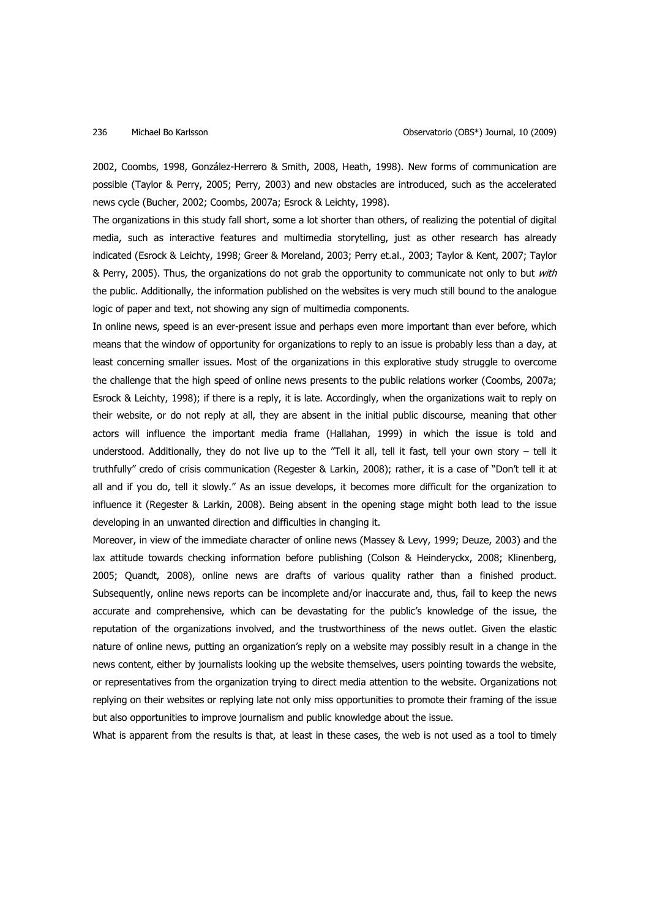2002, Coombs, 1998, González-Herrero & Smith, 2008, Heath, 1998). New forms of communication are possible (Taylor & Perry, 2005; Perry, 2003) and new obstacles are introduced, such as the accelerated news cycle (Bucher, 2002; Coombs, 2007a; Esrock & Leichty, 1998).

The organizations in this study fall short, some a lot shorter than others, of realizing the potential of digital media, such as interactive features and multimedia storytelling, just as other research has already indicated (Esrock & Leichty, 1998; Greer & Moreland, 2003; Perry et.al., 2003; Taylor & Kent, 2007; Taylor & Perry, 2005). Thus, the organizations do not grab the opportunity to communicate not only to but *with* the public. Additionally, the information published on the websites is very much still bound to the analogue logic of paper and text, not showing any sign of multimedia components.

In online news, speed is an ever-present issue and perhaps even more important than ever before, which means that the window of opportunity for organizations to reply to an issue is probably less than a day, at least concerning smaller issues. Most of the organizations in this explorative study struggle to overcome the challenge that the high speed of online news presents to the public relations worker (Coombs, 2007a; Esrock & Leichty, 1998); if there is a reply, it is late. Accordingly, when the organizations wait to reply on their website, or do not reply at all, they are absent in the initial public discourse, meaning that other actors will influence the important media frame (Hallahan, 1999) in which the issue is told and understood. Additionally, they do not live up to the "Tell it all, tell it fast, tell your own story – tell it truthfully" credo of crisis communication (Regester & Larkin, 2008); rather, it is a case of "Don't tell it at all and if you do, tell it slowly." As an issue develops, it becomes more difficult for the organization to influence it (Regester & Larkin, 2008). Being absent in the opening stage might both lead to the issue developing in an unwanted direction and difficulties in changing it.

Moreover, in view of the immediate character of online news (Massey & Levy, 1999; Deuze, 2003) and the lax attitude towards checking information before publishing (Colson & Heinderyckx, 2008; Klinenberg, 2005; Quandt, 2008), online news are drafts of various quality rather than a finished product. Subsequently, online news reports can be incomplete and/or inaccurate and, thus, fail to keep the news accurate and comprehensive, which can be devastating for the public's knowledge of the issue, the reputation of the organizations involved, and the trustworthiness of the news outlet. Given the elastic nature of online news, putting an organization's reply on a website may possibly result in a change in the news content, either by journalists looking up the website themselves, users pointing towards the website, or representatives from the organization trying to direct media attention to the website. Organizations not replying on their websites or replying late not only miss opportunities to promote their framing of the issue but also opportunities to improve journalism and public knowledge about the issue.

What is apparent from the results is that, at least in these cases, the web is not used as a tool to timely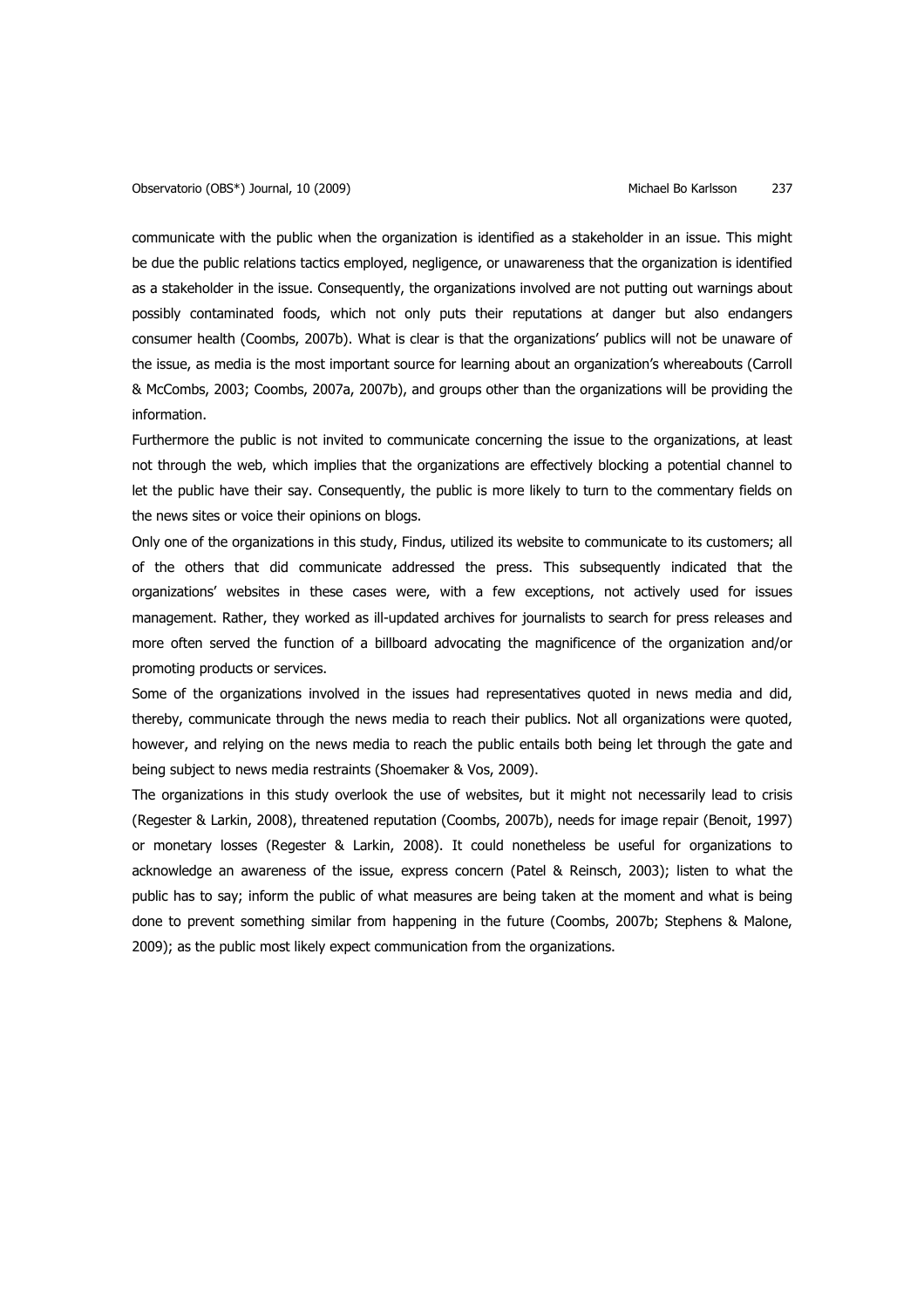communicate with the public when the organization is identified as a stakeholder in an issue. This might be due the public relations tactics employed, negligence, or unawareness that the organization is identified as a stakeholder in the issue. Consequently, the organizations involved are not putting out warnings about possibly contaminated foods, which not only puts their reputations at danger but also endangers consumer health (Coombs, 2007b). What is clear is that the organizations' publics will not be unaware of the issue, as media is the most important source for learning about an organization's whereabouts (Carroll & McCombs, 2003; Coombs, 2007a, 2007b), and groups other than the organizations will be providing the information.

Furthermore the public is not invited to communicate concerning the issue to the organizations, at least not through the web, which implies that the organizations are effectively blocking a potential channel to let the public have their say. Consequently, the public is more likely to turn to the commentary fields on the news sites or voice their opinions on blogs.

Only one of the organizations in this study, Findus, utilized its website to communicate to its customers; all of the others that did communicate addressed the press. This subsequently indicated that the organizations' websites in these cases were, with a few exceptions, not actively used for issues management. Rather, they worked as ill-updated archives for journalists to search for press releases and more often served the function of a billboard advocating the magnificence of the organization and/or promoting products or services.

Some of the organizations involved in the issues had representatives quoted in news media and did, thereby, communicate through the news media to reach their publics. Not all organizations were quoted, however, and relying on the news media to reach the public entails both being let through the gate and being subject to news media restraints (Shoemaker & Vos, 2009).

The organizations in this study overlook the use of websites, but it might not necessarily lead to crisis (Regester & Larkin, 2008), threatened reputation (Coombs, 2007b), needs for image repair (Benoit, 1997) or monetary losses (Regester & Larkin, 2008). It could nonetheless be useful for organizations to acknowledge an awareness of the issue, express concern (Patel & Reinsch, 2003); listen to what the public has to say; inform the public of what measures are being taken at the moment and what is being done to prevent something similar from happening in the future (Coombs, 2007b; Stephens & Malone, 2009); as the public most likely expect communication from the organizations.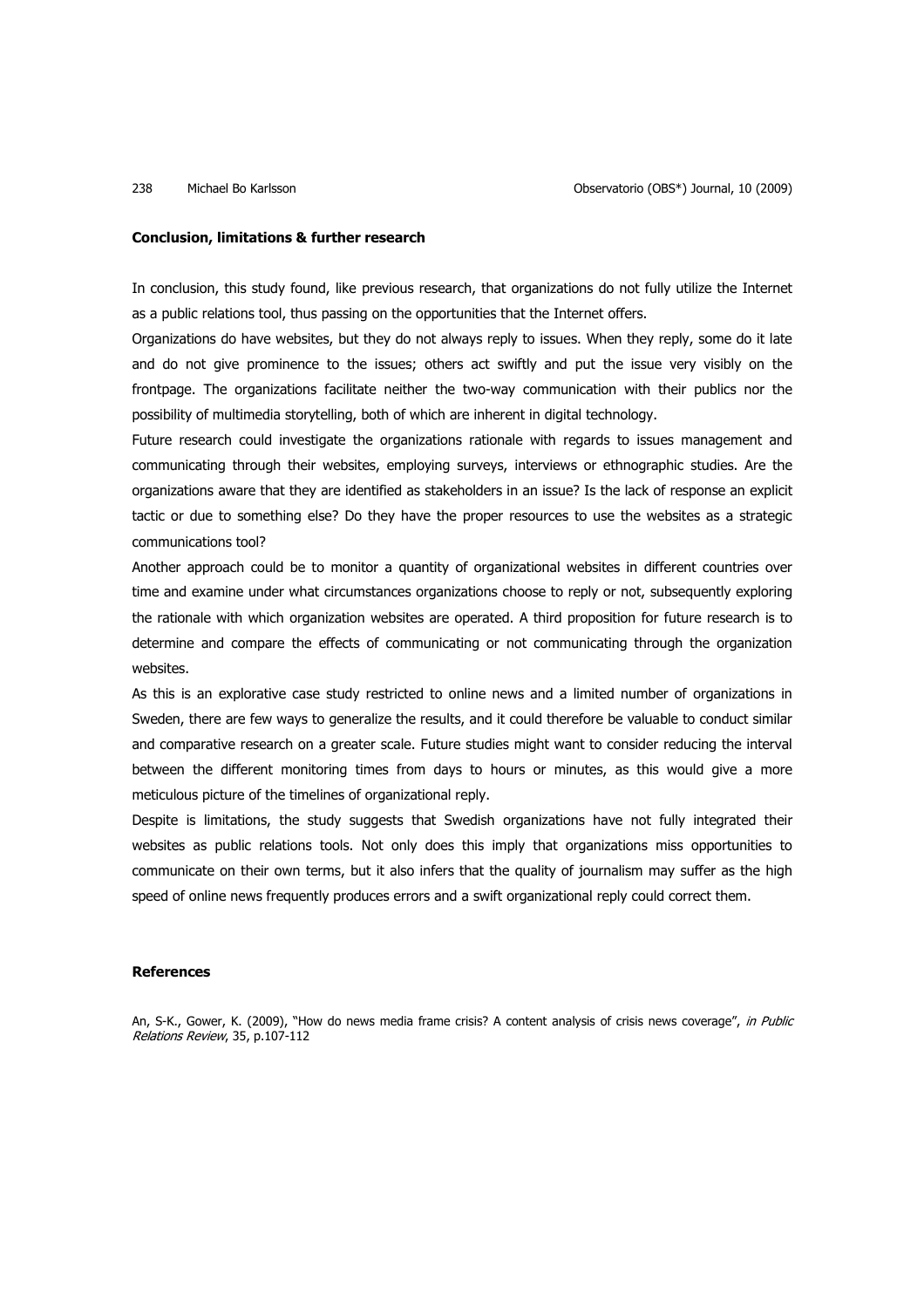**Conclusion, limitations & further research**

In conclusion, this study found, like previous research, that organizations do not fully utilize the Internet as a public relations tool, thus passing on the opportunities that the Internet offers.

Organizations do have websites, but they do not always reply to issues. When they reply, some do it late and do not give prominence to the issues; others act swiftly and put the issue very visibly on the frontpage. The organizations facilitate neither the two-way communication with their publics nor the possibility of multimedia storytelling, both of which are inherent in digital technology.

Future research could investigate the organizations rationale with regards to issues management and communicating through their websites, employing surveys, interviews or ethnographic studies. Are the organizations aware that they are identified as stakeholders in an issue? Is the lack of response an explicit tactic or due to something else? Do they have the proper resources to use the websites as a strategic communications tool?

Another approach could be to monitor a quantity of organizational websites in different countries over time and examine under what circumstances organizations choose to reply or not, subsequently exploring the rationale with which organization websites are operated. A third proposition for future research is to determine and compare the effects of communicating or not communicating through the organization websites.

As this is an explorative case study restricted to online news and a limited number of organizations in Sweden, there are few ways to generalize the results, and it could therefore be valuable to conduct similar and comparative research on a greater scale. Future studies might want to consider reducing the interval between the different monitoring times from days to hours or minutes, as this would give a more meticulous picture of the timelines of organizational reply.

Despite is limitations, the study suggests that Swedish organizations have not fully integrated their websites as public relations tools. Not only does this imply that organizations miss opportunities to communicate on their own terms, but it also infers that the quality of journalism may suffer as the high speed of online news frequently produces errors and a swift organizational reply could correct them.

**References**

An, S-K., Gower, K. (2009), "How do news media frame crisis? A content analysis of crisis news coverage", *in Public Relations Review*, 35, p.107-112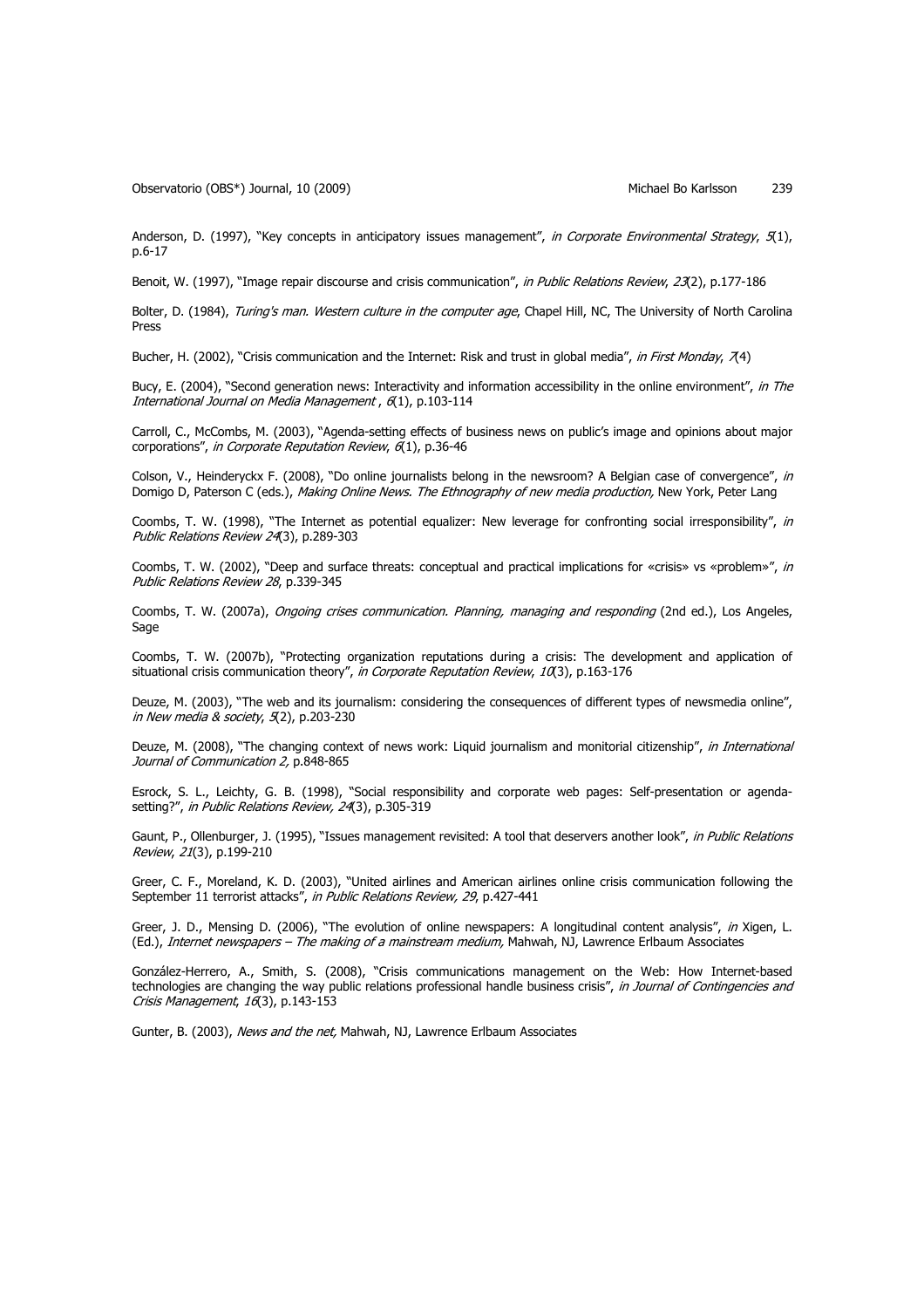Anderson, D. (1997), "Key concepts in anticipatory issues management", *in Corporate Environmental Strategy*, *5*(1), p.6-17

Benoit, W. (1997), "Image repair discourse and crisis communication", *in Public Relations Review*, *23*(2), p.177-186

Bolter, D. (1984), *Turing's man. Western culture in the computer age*, Chapel Hill, NC, The University of North Carolina Press

Bucher, H. (2002), "Crisis communication and the Internet: Risk and trust in global media", *in First Monday*, *7*(4)

Bucy, E. (2004), "Second generation news: Interactivity and information accessibility in the online environment", *in The International Journal on Media Management* , *6*(1), p.103-114

Carroll, C., McCombs, M. (2003), "Agenda-setting effects of business news on public's image and opinions about major corporations", *in Corporate Reputation Review*, *6*(1), p.36-46

Colson, V., Heinderyckx F. (2008), "Do online journalists belong in the newsroom? A Belgian case of convergence", *in* Domigo D, Paterson C (eds.), *Making Online News. The Ethnography of new media production,* New York, Peter Lang

Coombs, T. W. (1998), "The Internet as potential equalizer: New leverage for confronting social irresponsibility", *in Public Relations Review 24*(3), p.289-303

Coombs, T. W. (2002), "Deep and surface threats: conceptual and practical implications for «crisis» vs «problem»", *in Public Relations Review 28*, p.339-345

Coombs, T. W. (2007a), *Ongoing crises communication. Planning, managing and responding* (2nd ed.), Los Angeles, Sage

Coombs, T. W. (2007b), "Protecting organization reputations during a crisis: The development and application of situational crisis communication theory", *in Corporate Reputation Review*, *10*(3), p.163-176

Deuze, M. (2003), "The web and its journalism: considering the consequences of different types of newsmedia online", *in New media & society*, *5*(2), p.203-230

Deuze, M. (2008), "The changing context of news work: Liquid journalism and monitorial citizenship", *in International Journal of Communication 2,* p.848-865

Esrock, S. L., Leichty, G. B. (1998), "Social responsibility and corporate web pages: Self-presentation or agenda-setting?", *in Public Relations Review, 24*(3), p.305-319

Gaunt, P., Ollenburger, J. (1995), "Issues management revisited: A tool that deservers another look", *in Public Relations Review*, *21*(3), p.199-210

Greer, C. F., Moreland, K. D. (2003), "United airlines and American airlines online crisis communication following the September 11 terrorist attacks", *in Public Relations Review, 29*, p.427-441

Greer, J. D., Mensing D. (2006), "The evolution of online newspapers: A longitudinal content analysis", *in* Xigen, L. (Ed.), *Internet newspapers – The making of a mainstream medium,* Mahwah, NJ, Lawrence Erlbaum Associates

González-Herrero, A., Smith, S. (2008), "Crisis communications management on the Web: How Internet-based technologies are changing the way public relations professional handle business crisis", *in Journal of Contingencies and Crisis Management*, *16*(3), p.143-153

Gunter, B. (2003), *News and the net,* Mahwah, NJ, Lawrence Erlbaum Associates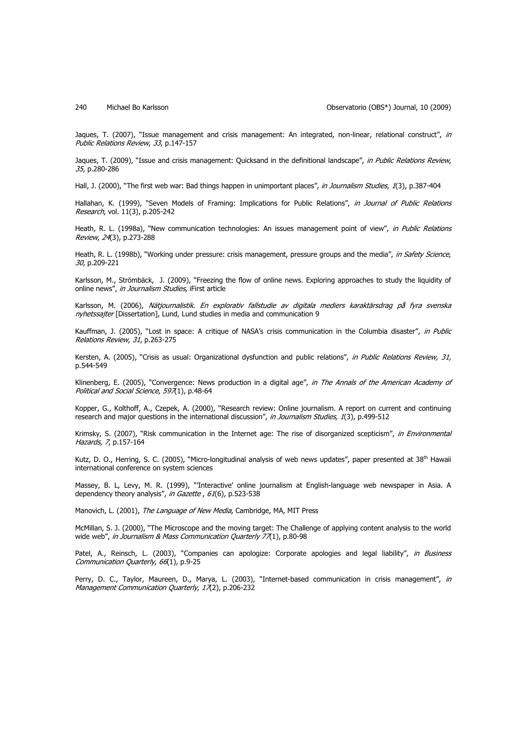Jaques, T. (2007), "Issue management and crisis management: An integrated, non-linear, relational construct", *in Public Relations Review*, *33*, p.147-157

Jaques, T. (2009), "Issue and crisis management: Quicksand in the definitional landscape", *in Public Relations Review*, *35*, p.280-286

Hall, J. (2000), "The first web war: Bad things happen in unimportant places", *in Journalism Studies*, *1*(3), p.387-404

Hallahan, K. (1999), "Seven Models of Framing: Implications for Public Relations", *in Journal of Public Relations Research*, vol. 11(3), p.205-242

Heath, R. L. (1998a), "New communication technologies: An issues management point of view", *in Public Relations Review*, *24*(3), p.273-288

Heath, R. L. (1998b), "Working under pressure: crisis management, pressure groups and the media", *in Safety Science*, *30*, p.209-221

Karlsson, M., Strömbäck, J. (2009), "Freezing the flow of online news. Exploring approaches to study the liquidity of online news", *in Journalism Studies*, iFirst article

Karlsson, M. (2006), *Nätjournalistik. En explorativ fallstudie av digitala mediers karaktärsdrag på fyra svenska nyhetssajter* [Dissertation], Lund, Lund studies in media and communication 9

Kauffman, J. (2005), "Lost in space: A critique of NASA's crisis communication in the Columbia disaster", *in Public Relations Review*, *31*, p.263-275

Kersten, A. (2005), "Crisis as usual: Organizational dysfunction and public relations", *in Public Relations Review, 31,* p.544-549

Klinenberg, E. (2005), "Convergence: News production in a digital age", *in The Annals of the American Academy of Political and Social Science*, *597*(1), p.48-64

Kopper, G., Kolthoff, A., Czepek, A. (2000), "Research review: Online journalism. A report on current and continuing research and major questions in the international discussion", *in Journalism Studies, 1*(3), p.499-512

Krimsky, S. (2007), "Risk communication in the Internet age: The rise of disorganized scepticism", *in Environmental Hazards, 7*, p.157-164

Kutz, D. O., Herring, S. C. (2005), "Micro-longitudinal analysis of web news updates", paper presented at 38th Hawaii international conference on system sciences

Massey, B. L, Levy, M. R. (1999), "'Interactive' online journalism at English-language web newspaper in Asia. A dependency theory analysis", *in Gazette* , *61*(6), p.523-538

Manovich, L. (2001), *The Language of New Media*, Cambridge, MA, MIT Press

McMillan, S. J. (2000), "The Microscope and the moving target: The Challenge of applying content analysis to the world wide web", *in Journalism & Mass Communication Quarterly 77*(1), p.80-98

Patel, A., Reinsch, L. (2003), "Companies can apologize: Corporate apologies and legal liability", *in Business Communication Quarterly*, *66*(1), p.9-25

Perry, D. C., Taylor, Maureen, D., Marya, L. (2003), "Internet-based communication in crisis management", *in Management Communication Quarterly*, *17*(2), p.206-232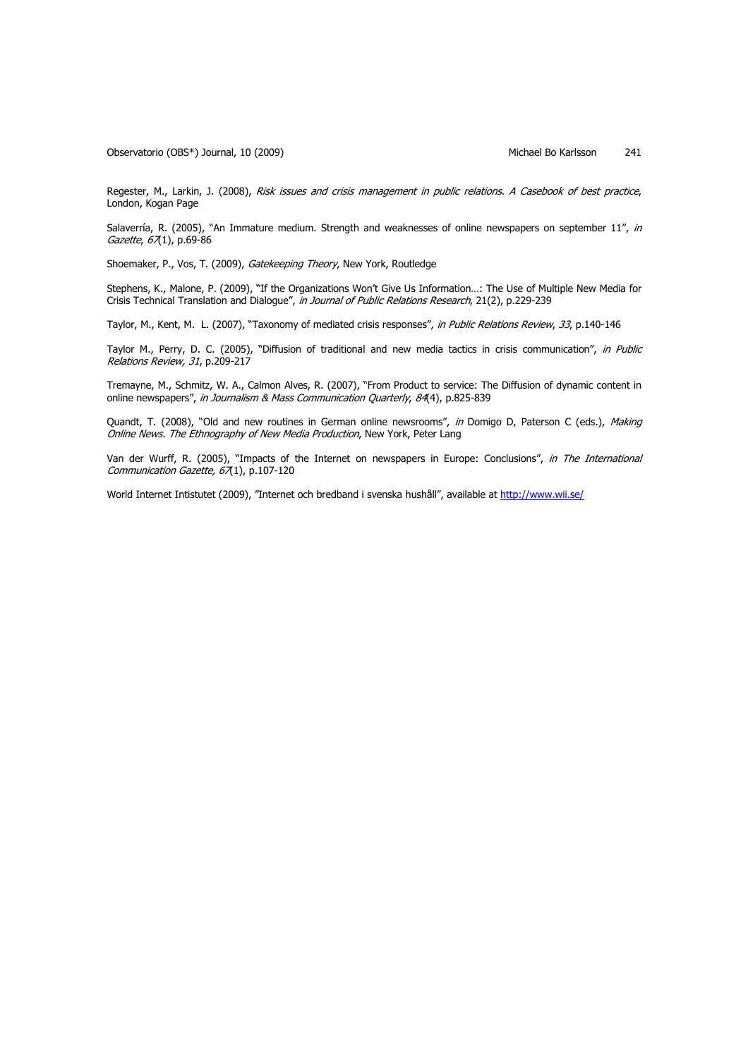Regester, M., Larkin, J. (2008), *Risk issues and crisis management in public relations. A Casebook of best practice*, London, Kogan Page

Salaverría, R. (2005), "An Immature medium. Strength and weaknesses of online newspapers on september 11", *in Gazette*, *67*(1), p.69-86

Shoemaker, P., Vos, T. (2009), *Gatekeeping Theory*, New York, Routledge

Stephens, K., Malone, P. (2009), "If the Organizations Won't Give Us Information…: The Use of Multiple New Media for Crisis Technical Translation and Dialogue", *in Journal of Public Relations Research*, 21(2), p.229-239

Taylor, M., Kent, M. L. (2007), "Taxonomy of mediated crisis responses", *in Public Relations Review*, *33*, p.140-146

Taylor M., Perry, D. C. (2005), "Diffusion of traditional and new media tactics in crisis communication", *in Public Relations Review, 31*, p.209-217

Tremayne, M., Schmitz, W. A., Calmon Alves, R. (2007), "From Product to service: The Diffusion of dynamic content in online newspapers", *in Journalism & Mass Communication Quarterly*, *84*(4), p.825-839

Quandt, T. (2008), "Old and new routines in German online newsrooms", *in* Domigo D, Paterson C (eds.), *Making Online News. The Ethnography of New Media Production*, New York, Peter Lang

Van der Wurff, R. (2005), "Impacts of the Internet on newspapers in Europe: Conclusions", *in The International Communication Gazette, 67*(1), p.107-120

World Internet Intistutet (2009), "Internet och bredband i svenska hushåll", available at http://www.wii.se/